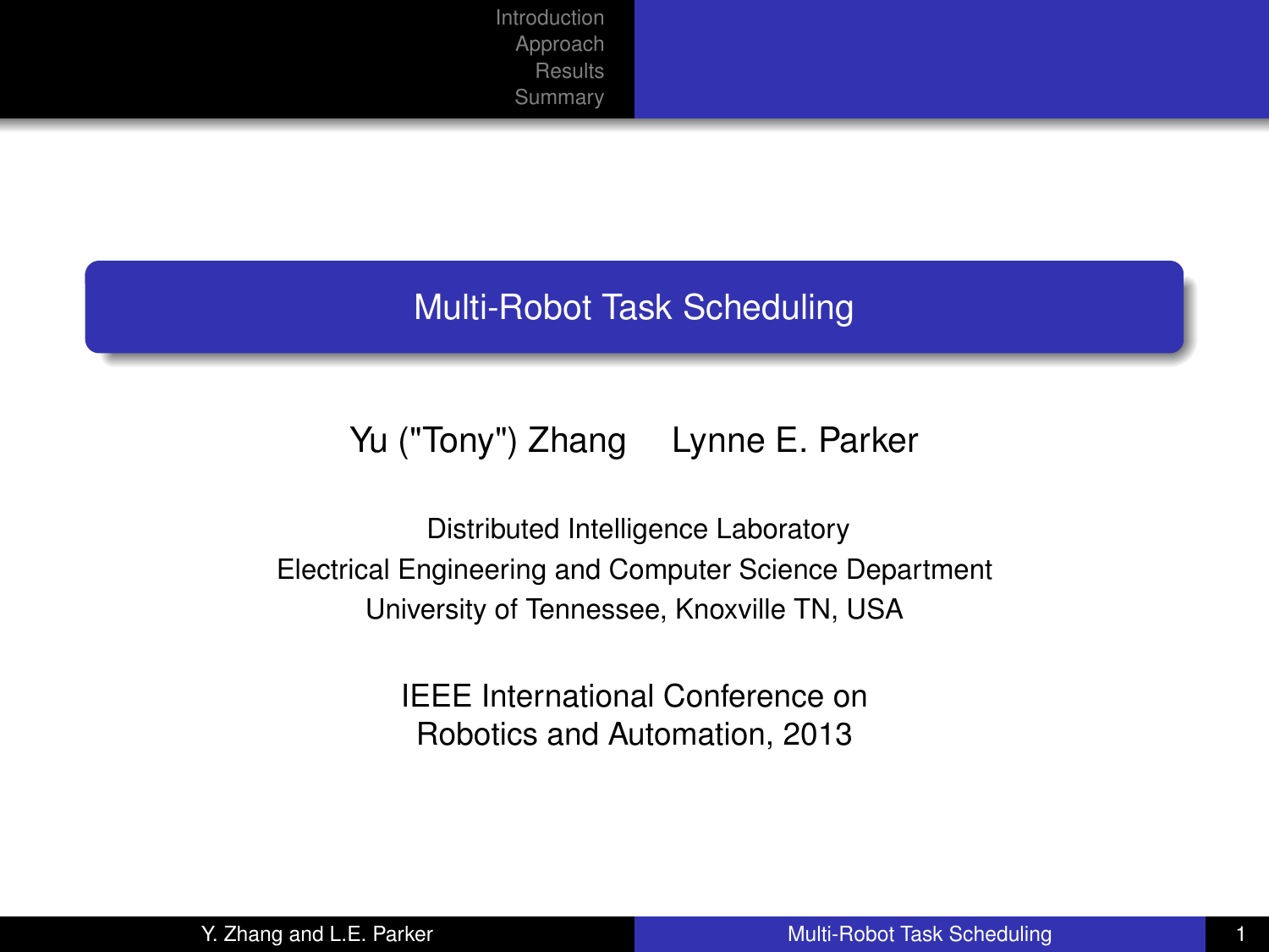# Multi-Robot Task Scheduling

Yu ("Tony") Zhang    Lynne E. Parker

Distributed Intelligence Laboratory
Electrical Engineering and Computer Science Department
University of Tennessee, Knoxville TN, USA

IEEE International Conference on
Robotics and Automation, 2013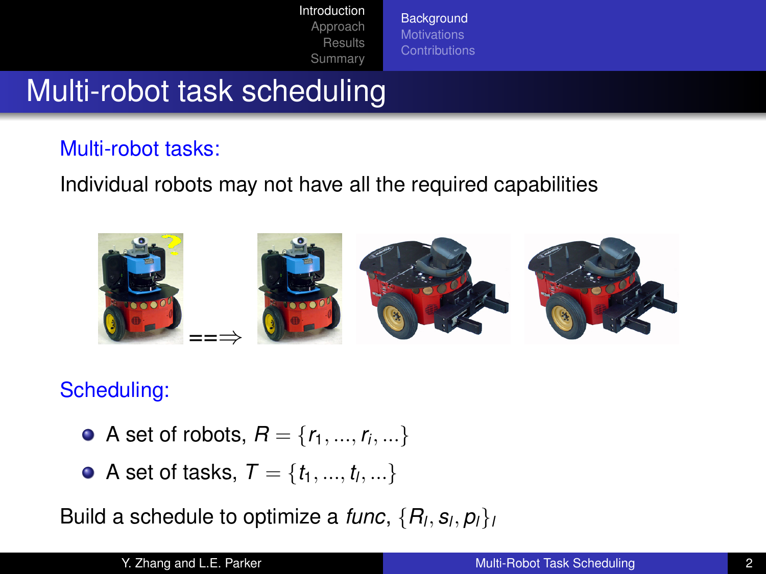# Multi-robot task scheduling

## Multi-robot tasks:

Individual robots may not have all the required capabilities

$==\Rightarrow$

## Scheduling:

- A set of robots, $R = \{r_1, ..., r_i, ...\}$
- A set of tasks, $T = \{t_1, ..., t_l, ...\}$

Build a schedule to optimize a *func*, $\{R_l, s_l, p_l\}_l$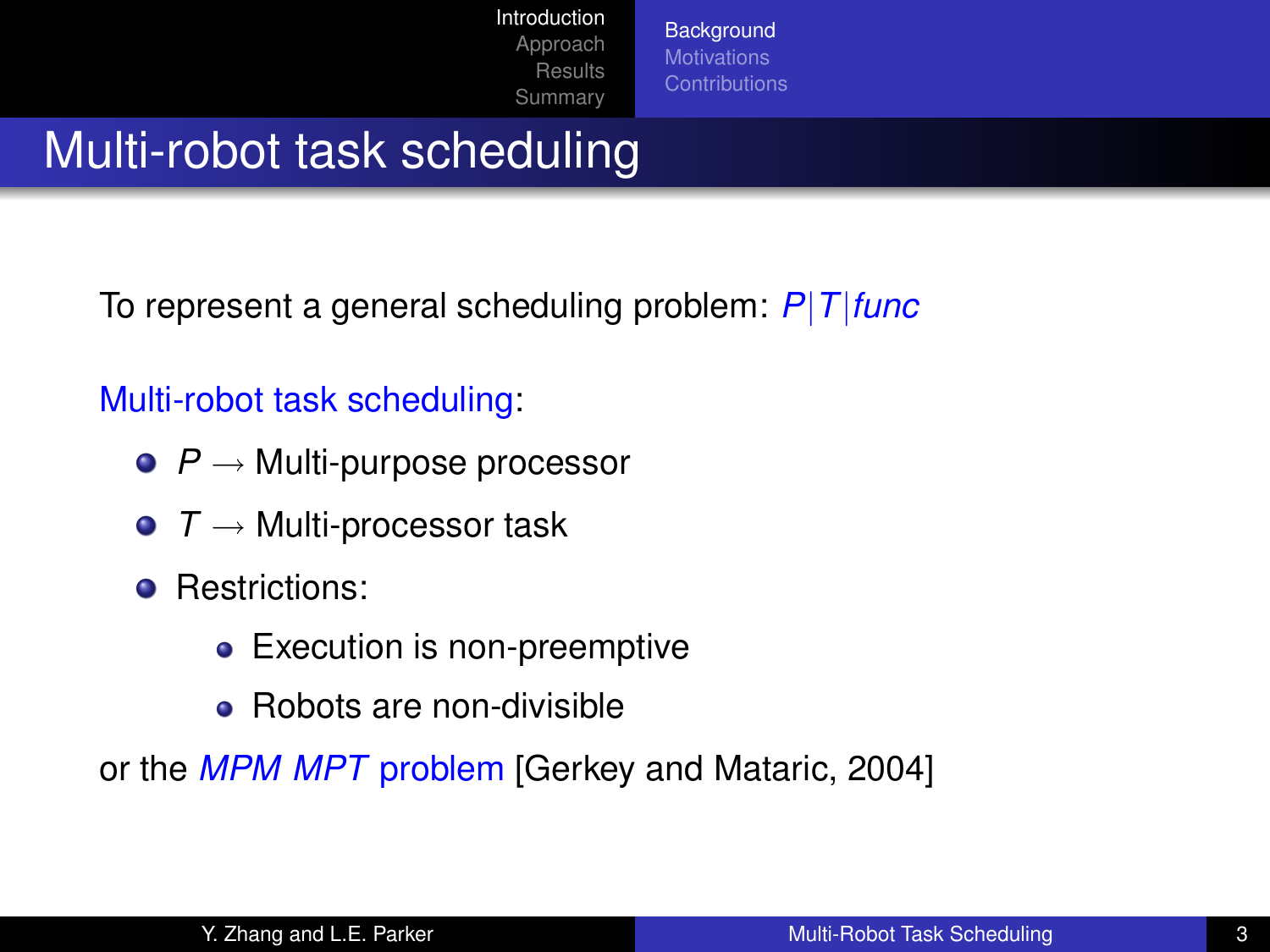# Multi-robot task scheduling

To represent a general scheduling problem: $P|T|func$

Multi-robot task scheduling:

- $P \rightarrow$ Multi-purpose processor
- $T \rightarrow$ Multi-processor task
- Restrictions:
  - Execution is non-preemptive
  - Robots are non-divisible

or the *MPM MPT* problem [Gerkey and Mataric, 2004]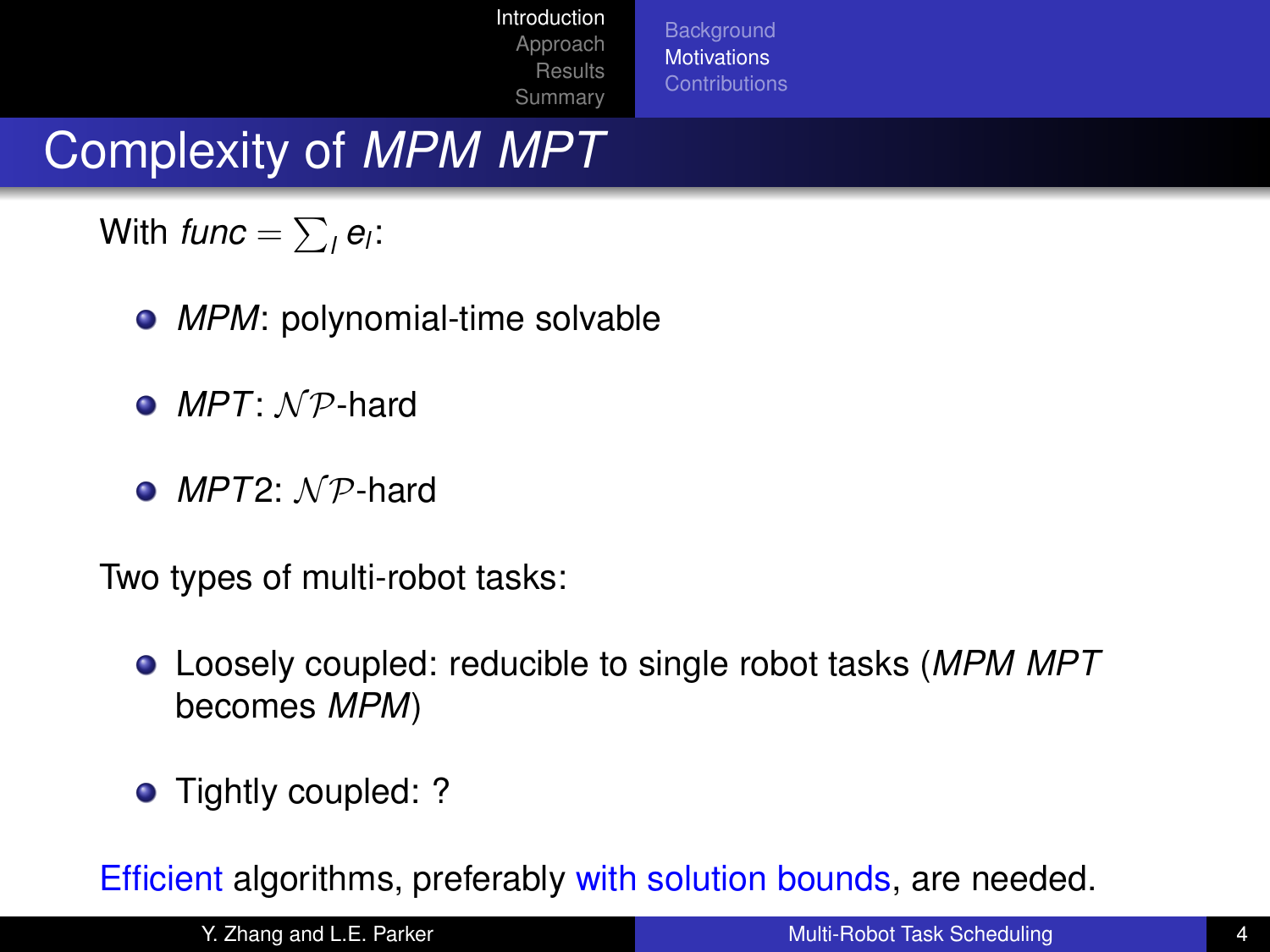# Complexity of *MPM MPT*

With $func = \sum_l e_l$:

- *MPM*: polynomial-time solvable
- *MPT*: $\mathcal{NP}$-hard
- *MPT*2: $\mathcal{NP}$-hard

Two types of multi-robot tasks:

- Loosely coupled: reducible to single robot tasks (*MPM MPT* becomes *MPM*)
- Tightly coupled: ?

Efficient algorithms, preferably with solution bounds, are needed.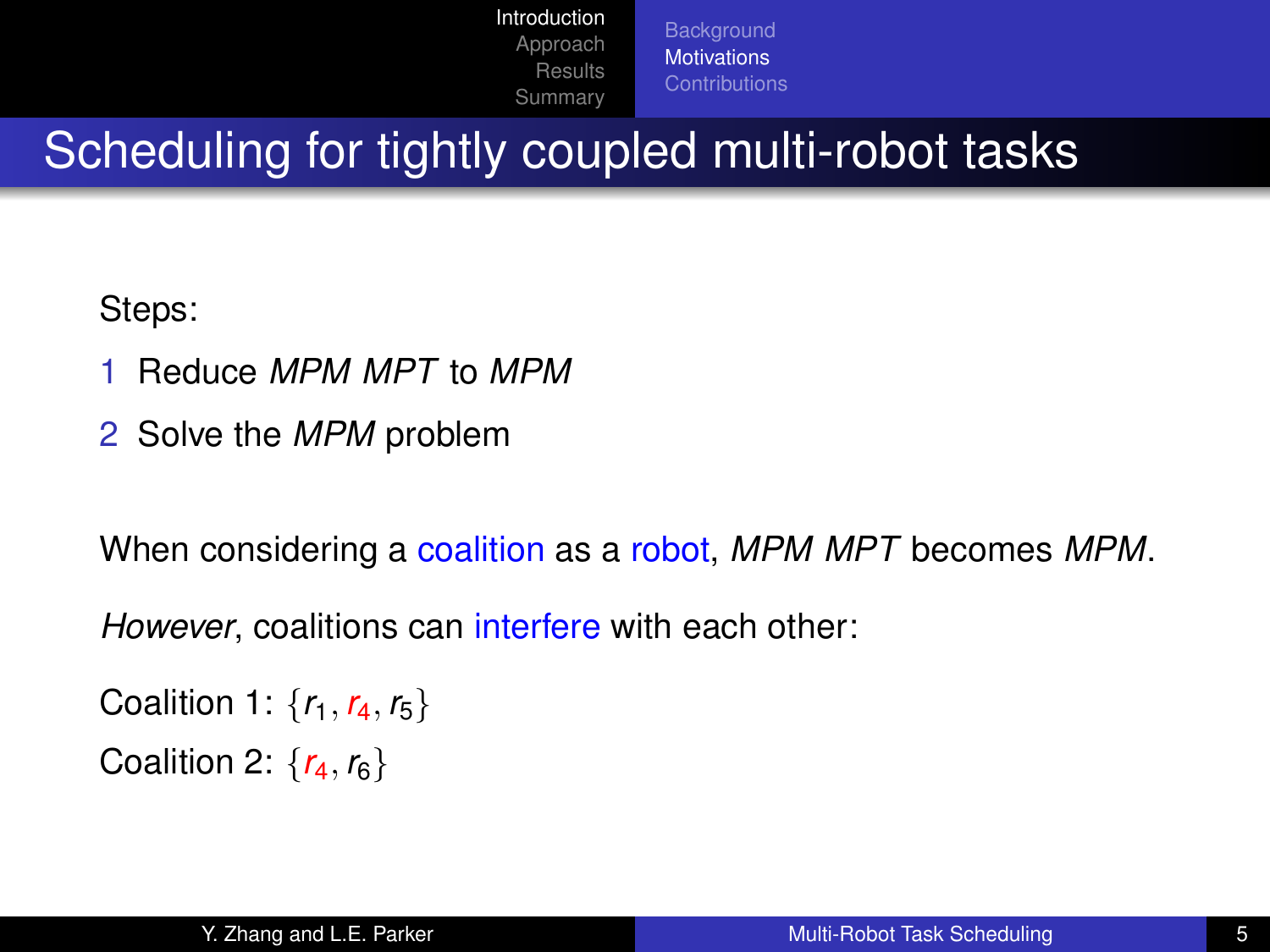# Scheduling for tightly coupled multi-robot tasks

Steps:

1. Reduce *MPM MPT* to *MPM*
2. Solve the *MPM* problem

When considering a coalition as a robot, *MPM MPT* becomes *MPM*.

*However*, coalitions can interfere with each other:

Coalition 1: $\{r_1, r_4, r_5\}$

Coalition 2: $\{r_4, r_6\}$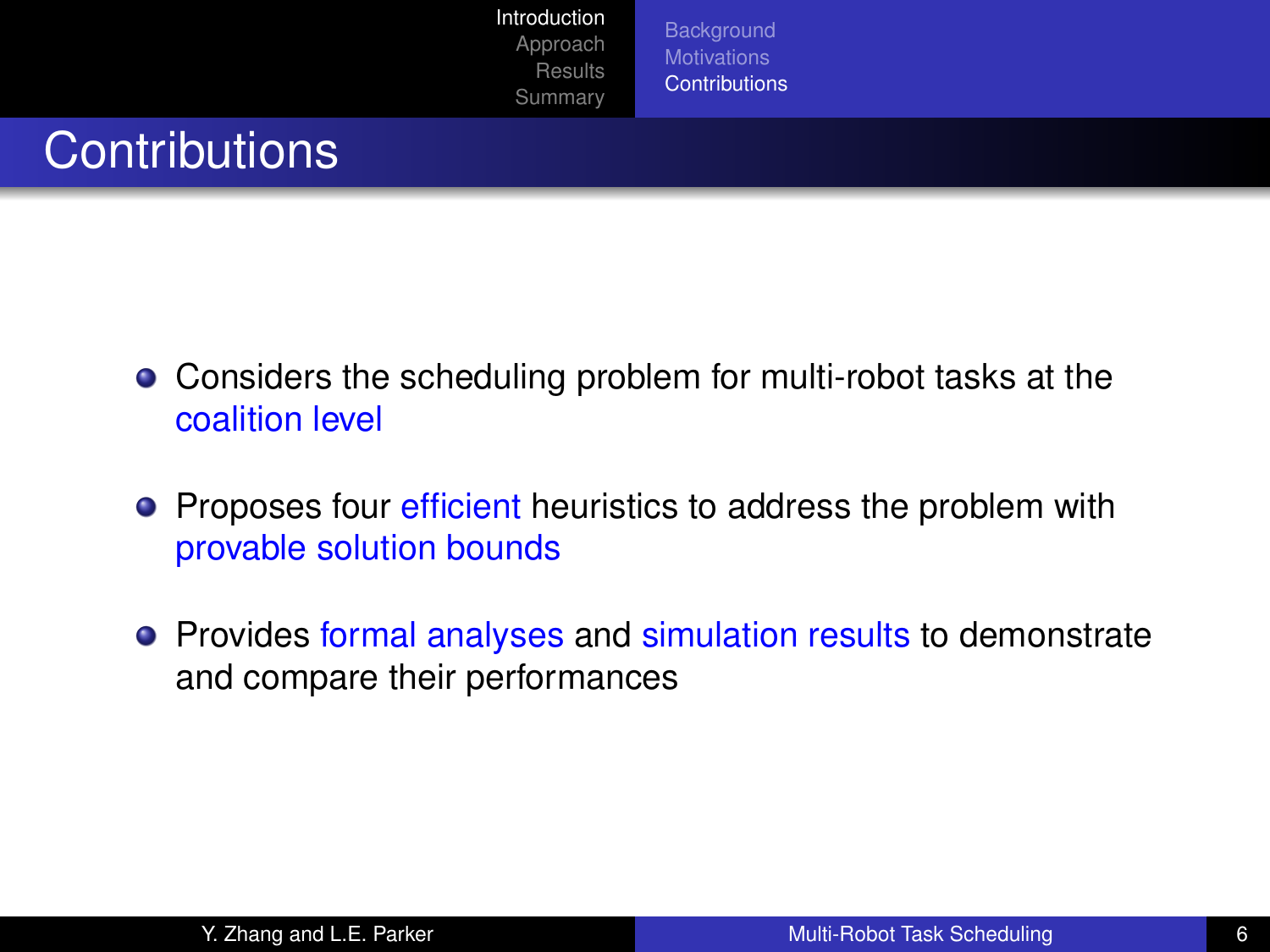# Contributions

- Considers the scheduling problem for multi-robot tasks at the coalition level
- Proposes four efficient heuristics to address the problem with provable solution bounds
- Provides formal analyses and simulation results to demonstrate and compare their performances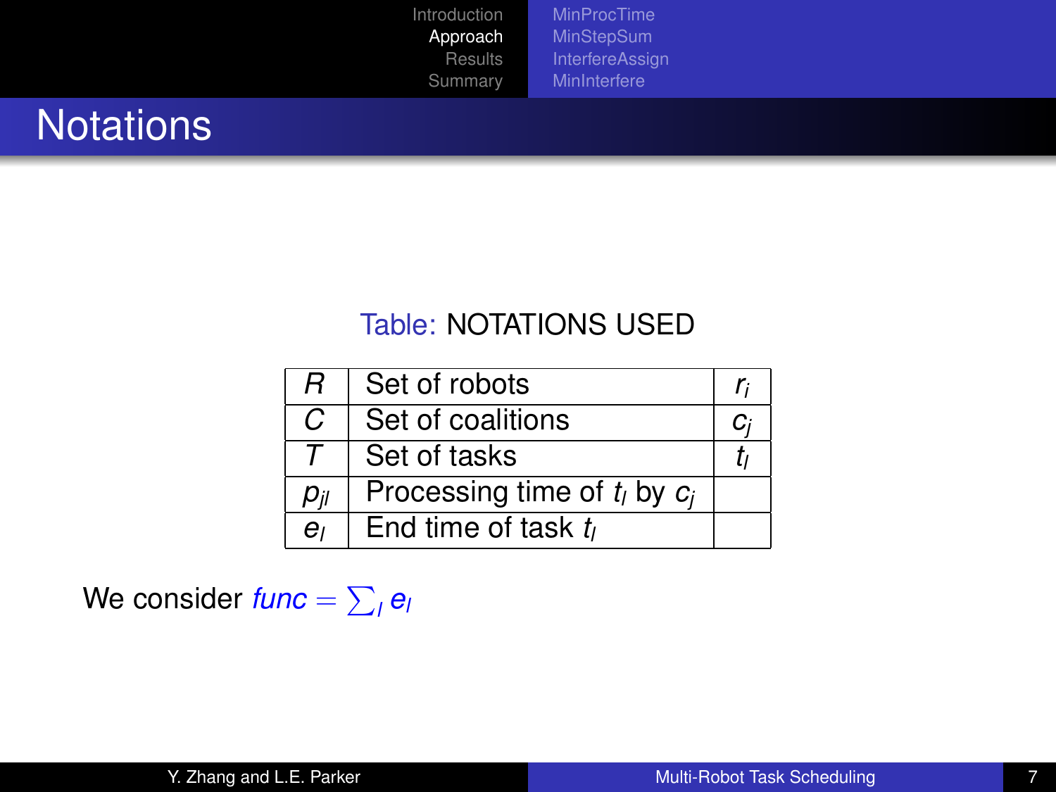# Notations

Table: NOTATIONS USED

| | | |
|---|---|---|
| $R$ | Set of robots | $r_i$ |
| $C$ | Set of coalitions | $c_j$ |
| $T$ | Set of tasks | $t_l$ |
| $p_{jl}$ | Processing time of $t_l$ by $c_j$ | |
| $e_l$ | End time of task $t_l$ | |

We consider $func = \sum_l e_l$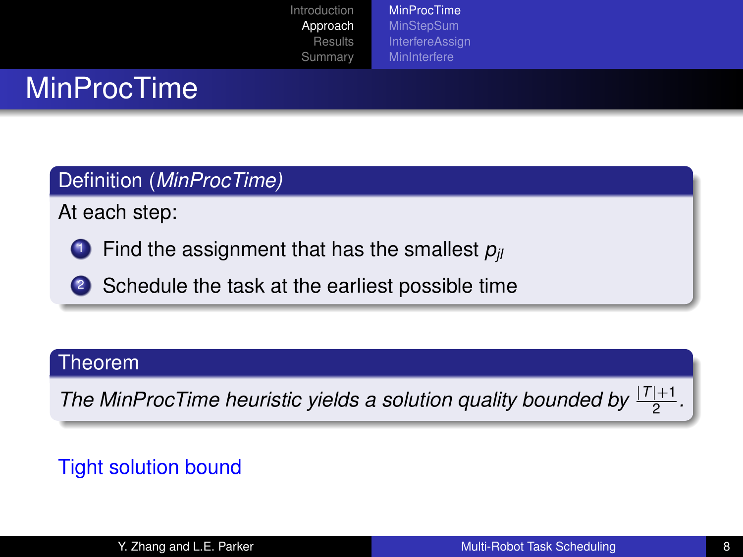# MinProcTime

**Definition (*MinProcTime*)**

At each step:

1. Find the assignment that has the smallest $p_{jl}$
2. Schedule the task at the earliest possible time

**Theorem**

*The MinProcTime heuristic yields a solution quality bounded by* $\frac{|T|+1}{2}$.

Tight solution bound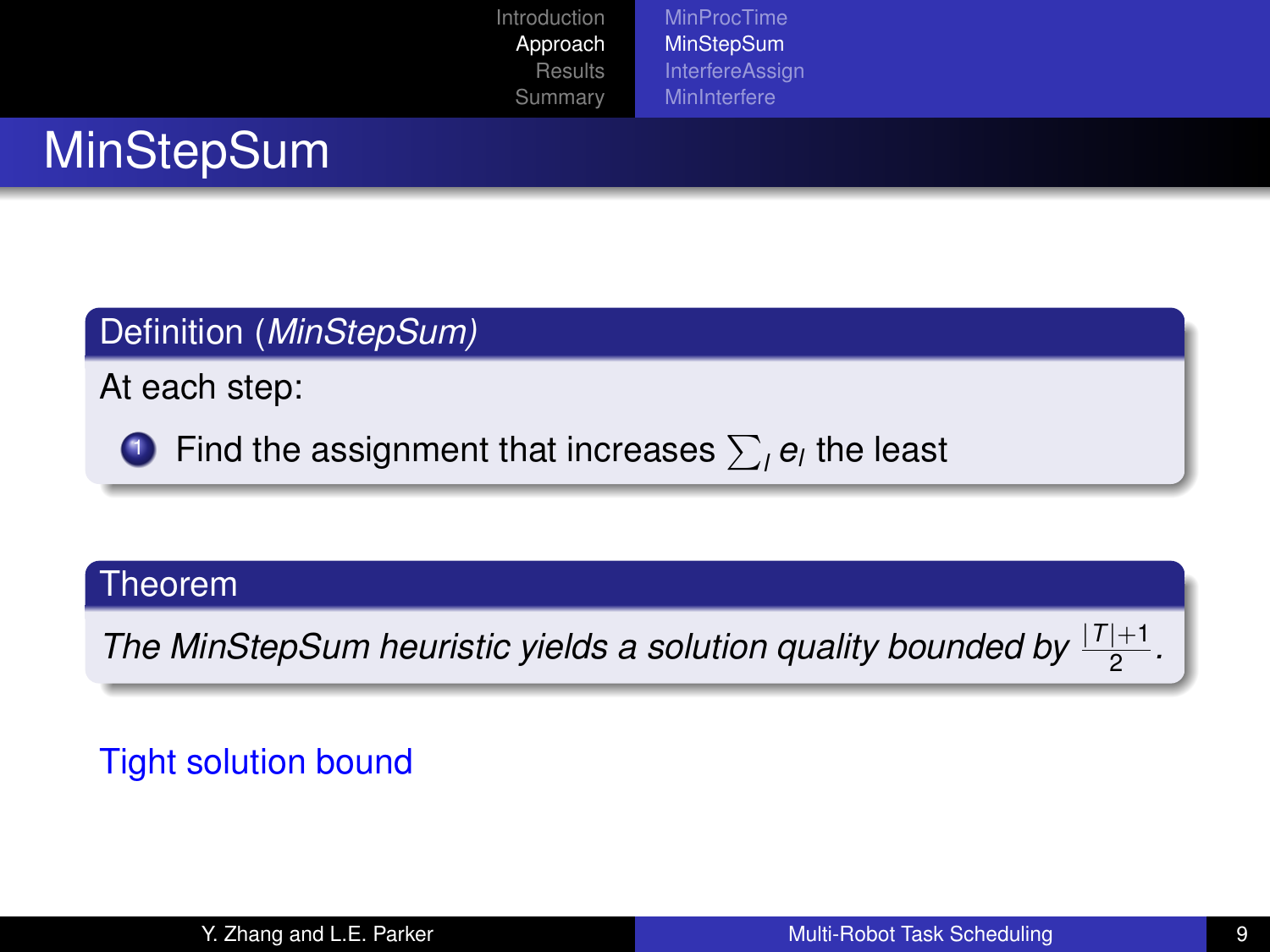# MinStepSum

**Definition (*MinStepSum*)**

At each step:

1. Find the assignment that increases $\sum_l e_l$ the least

**Theorem**

*The MinStepSum heuristic yields a solution quality bounded by* $\frac{|T|+1}{2}$.

Tight solution bound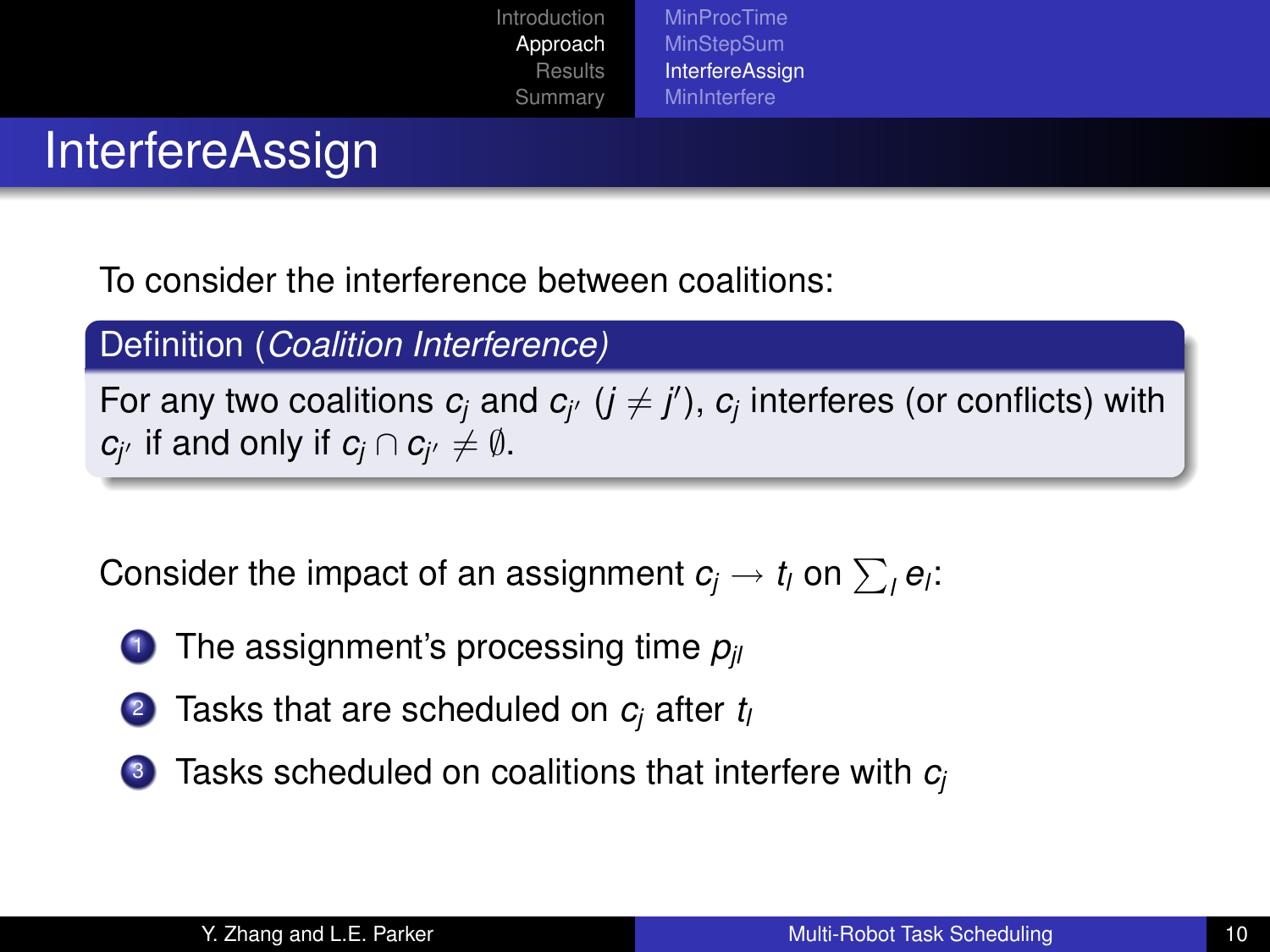# InterfereAssign

To consider the interference between coalitions:

**Definition (*Coalition Interference*)**

For any two coalitions $c_j$ and $c_{j'}$ ($j \neq j'$), $c_j$ interferes (or conflicts) with $c_{j'}$ if and only if $c_j \cap c_{j'} \neq \emptyset$.

Consider the impact of an assignment $c_j \rightarrow t_l$ on $\sum_l e_l$:

1. The assignment's processing time $p_{jl}$
2. Tasks that are scheduled on $c_j$ after $t_l$
3. Tasks scheduled on coalitions that interfere with $c_j$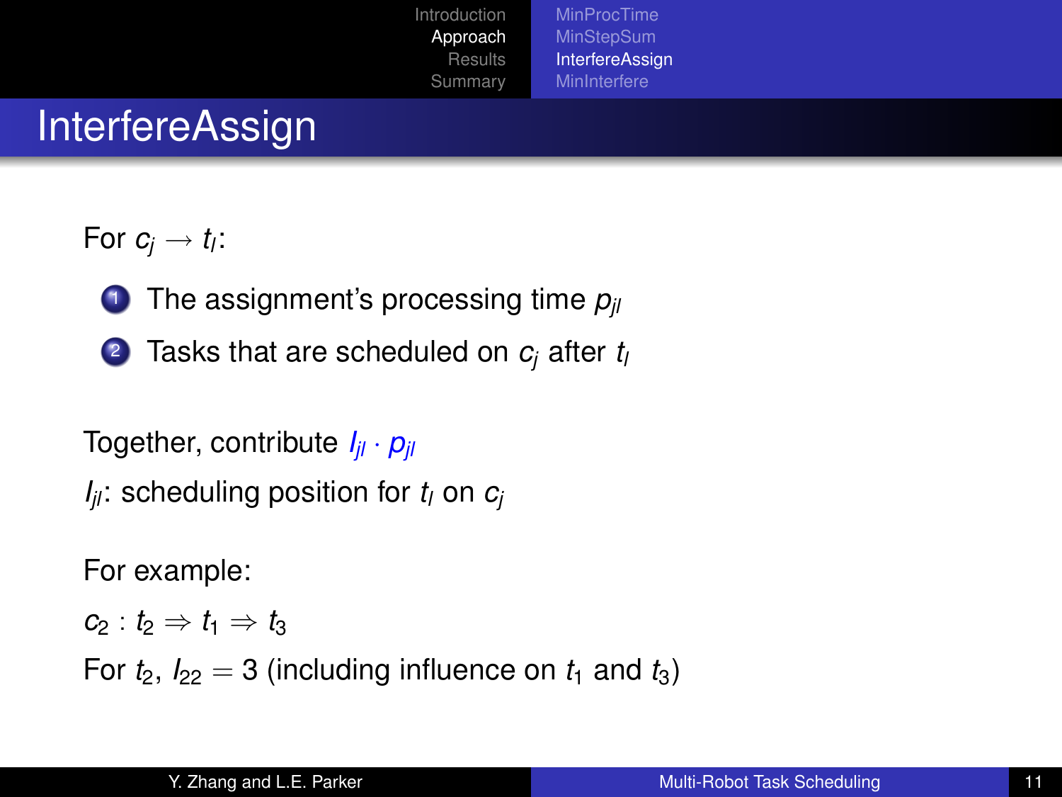# InterfereAssign

For $c_j \rightarrow t_l$:

1. The assignment's processing time $p_{jl}$
2. Tasks that are scheduled on $c_j$ after $t_l$

Together, contribute $I_{jl} \cdot p_{jl}$

$I_{jl}$: scheduling position for $t_l$ on $c_j$

For example:

$c_2 : t_2 \Rightarrow t_1 \Rightarrow t_3$

For $t_2$, $I_{22} = 3$ (including influence on $t_1$ and $t_3$)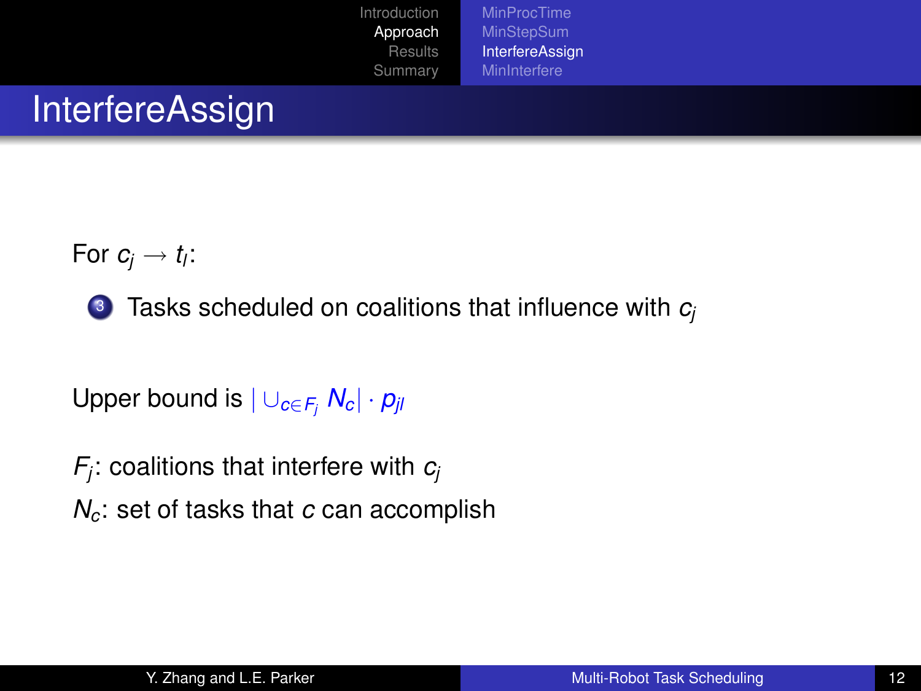# InterfereAssign

For $c_j \rightarrow t_l$:

3. Tasks scheduled on coalitions that influence with $c_j$

Upper bound is $|\cup_{c \in F_j} N_c| \cdot p_{jl}$

$F_j$: coalitions that interfere with $c_j$

$N_c$: set of tasks that $c$ can accomplish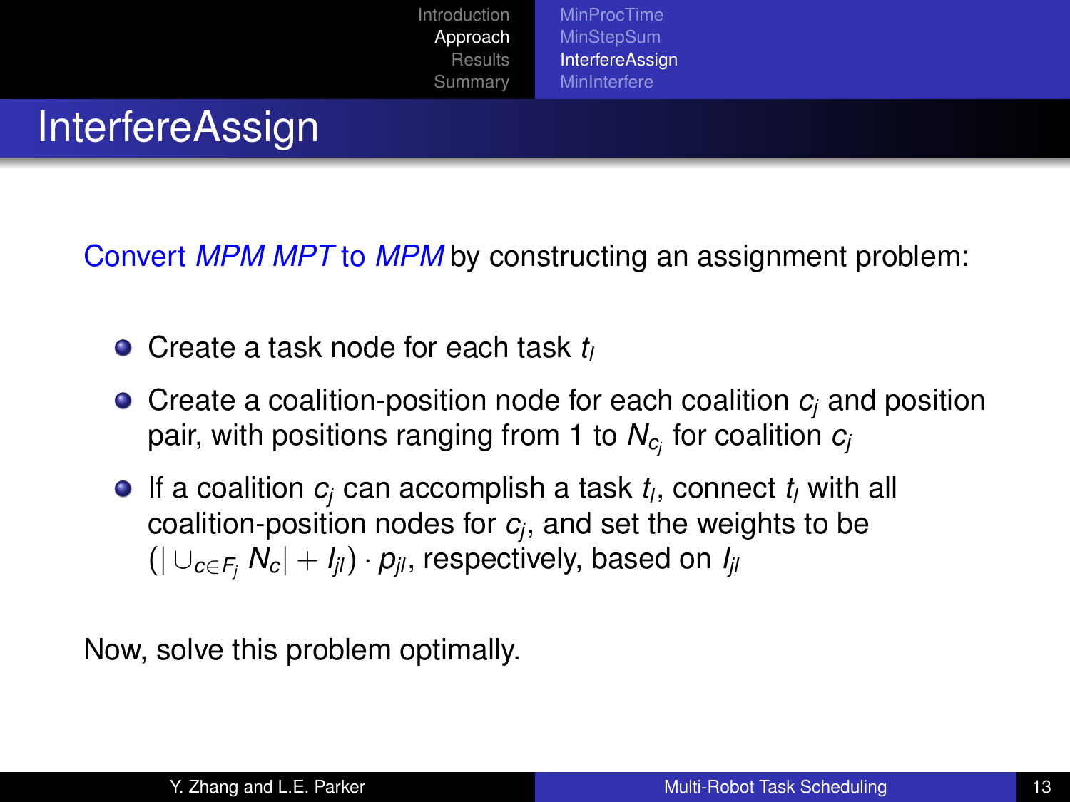# InterfereAssign

Convert *MPM MPT* to *MPM* by constructing an assignment problem:

- Create a task node for each task $t_l$
- Create a coalition-position node for each coalition $c_j$ and position pair, with positions ranging from 1 to $N_{c_j}$ for coalition $c_j$
- If a coalition $c_j$ can accomplish a task $t_l$, connect $t_l$ with all coalition-position nodes for $c_j$, and set the weights to be $(|\cup_{c \in F_j} N_c| + I_{jl}) \cdot p_{jl}$, respectively, based on $I_{jl}$

Now, solve this problem optimally.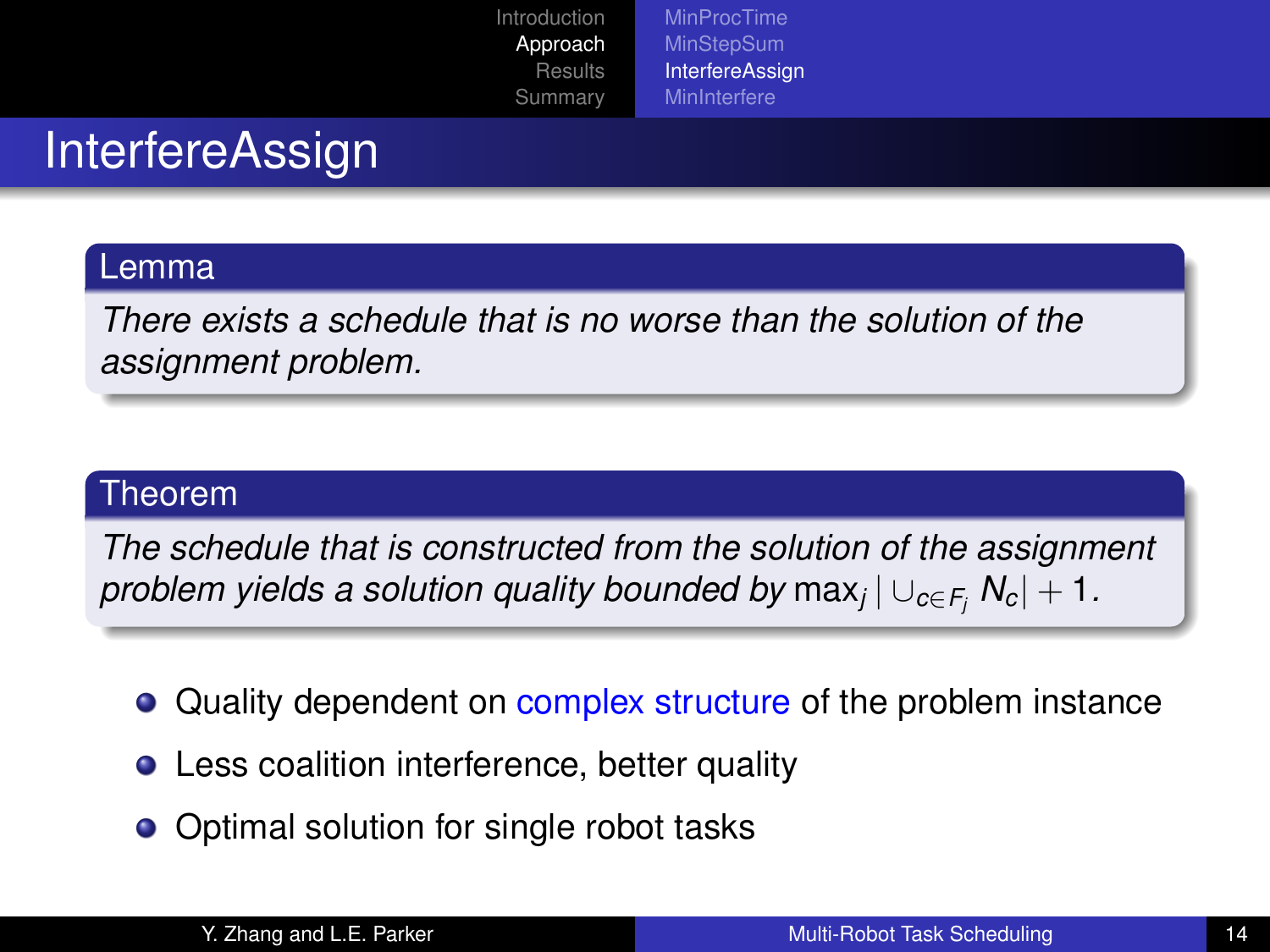# InterfereAssign

**Lemma**

*There exists a schedule that is no worse than the solution of the assignment problem.*

**Theorem**

*The schedule that is constructed from the solution of the assignment problem yields a solution quality bounded by* $\max_j |\cup_{c \in F_j} N_c| + 1$.

- Quality dependent on complex structure of the problem instance
- Less coalition interference, better quality
- Optimal solution for single robot tasks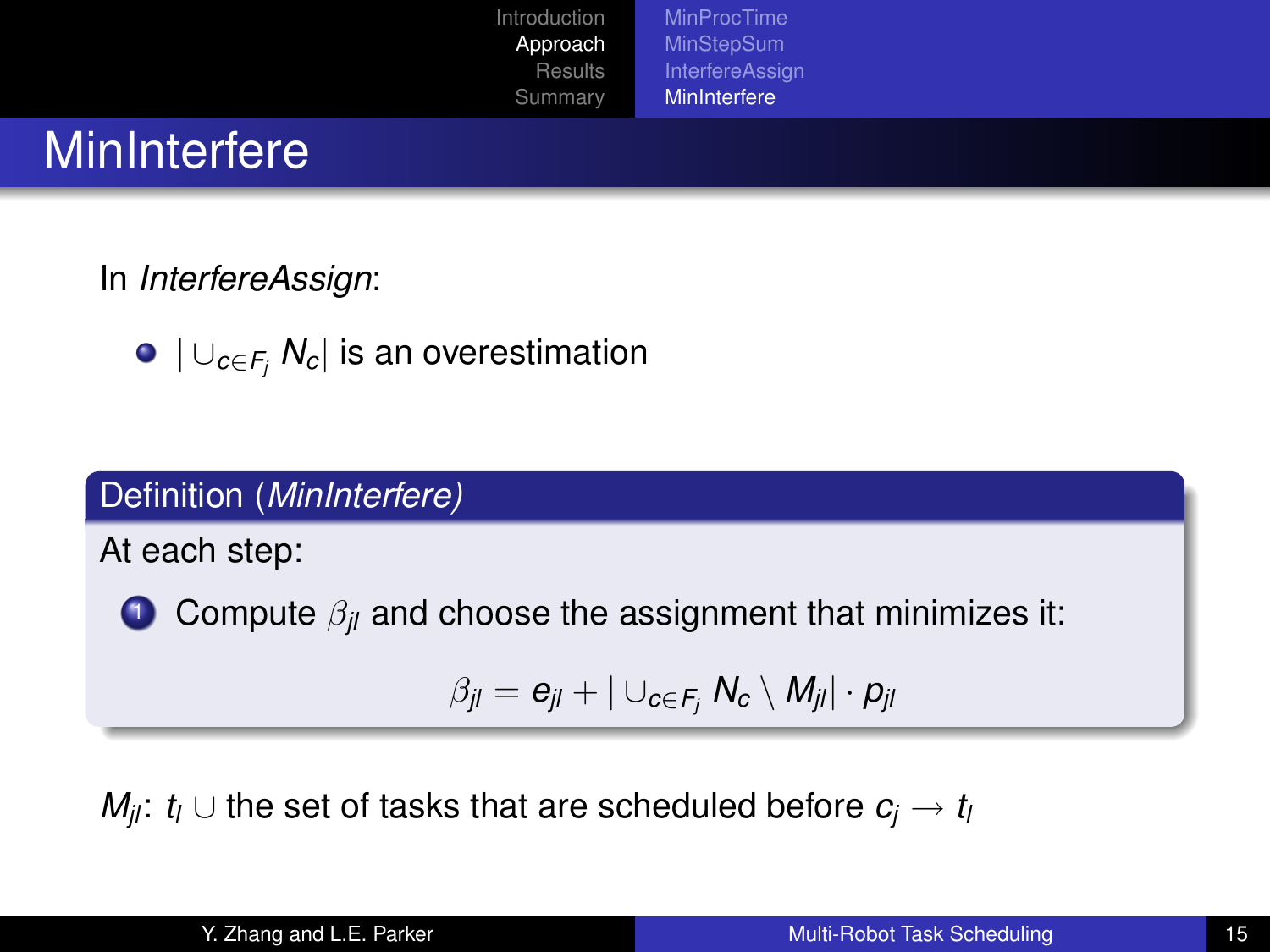# MinInterfere

In *InterfereAssign*:

- $|\cup_{c \in F_j} N_c|$ is an overestimation

**Definition (*MinInterfere*)**

At each step:

1. Compute $\beta_{jl}$ and choose the assignment that minimizes it:

$$\beta_{jl} = e_{jl} + |\cup_{c \in F_j} N_c \setminus M_{jl}| \cdot p_{jl}$$

$M_{jl}$: $t_l \cup$ the set of tasks that are scheduled before $c_j \rightarrow t_l$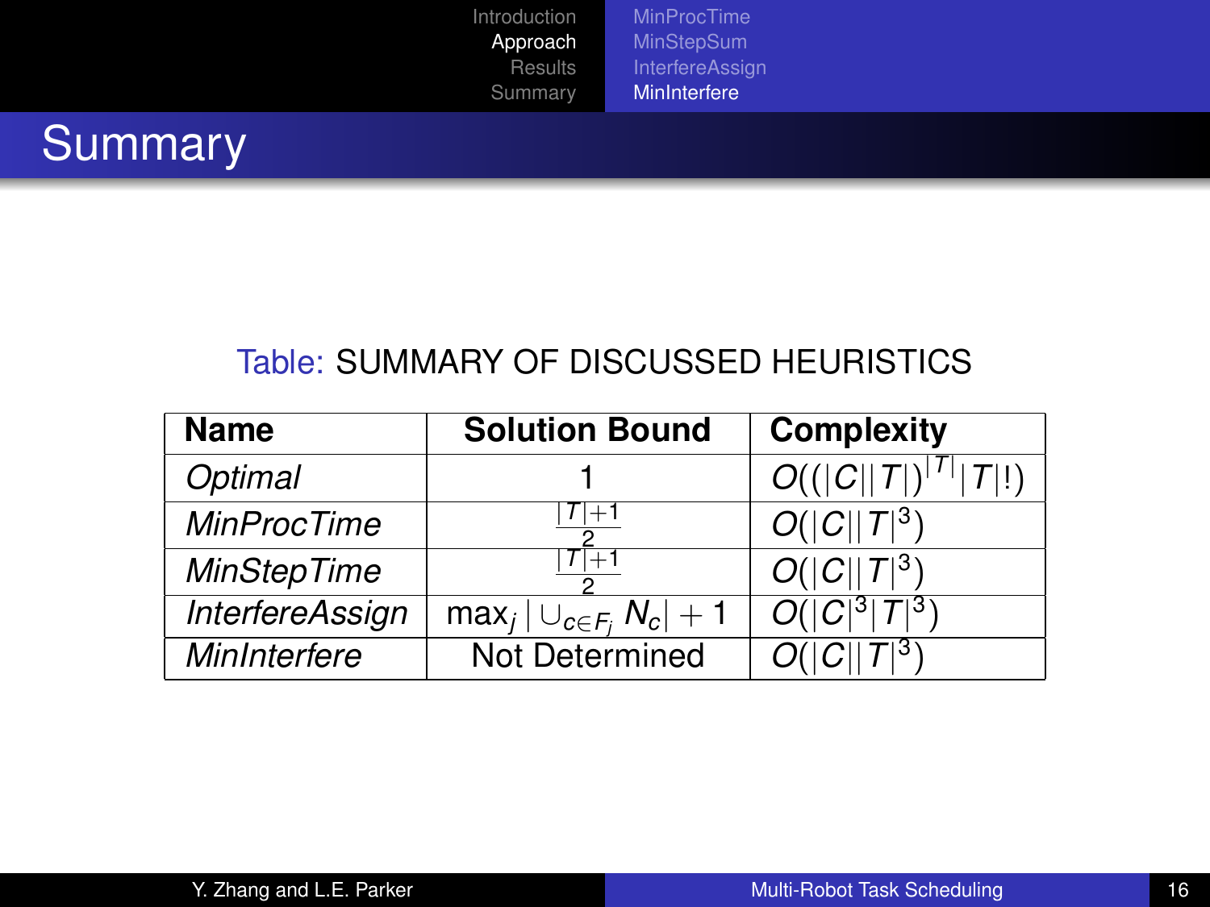# Summary

Table: SUMMARY OF DISCUSSED HEURISTICS

| **Name** | **Solution Bound** | **Complexity** |
|---|---|---|
| *Optimal* | 1 | $O((\|C\|\|T\|)^{\|T\|}\|T\|!)$ |
| *MinProcTime* | $\frac{\|T\|+1}{2}$ | $O(\|C\|\|T\|^3)$ |
| *MinStepTime* | $\frac{\|T\|+1}{2}$ | $O(\|C\|\|T\|^3)$ |
| *InterfereAssign* | $\max_j \|\cup_{c \in F_j} N_c\| + 1$ | $O(\|C\|^3\|T\|^3)$ |
| *MinInterfere* | Not Determined | $O(\|C\|\|T\|^3)$ |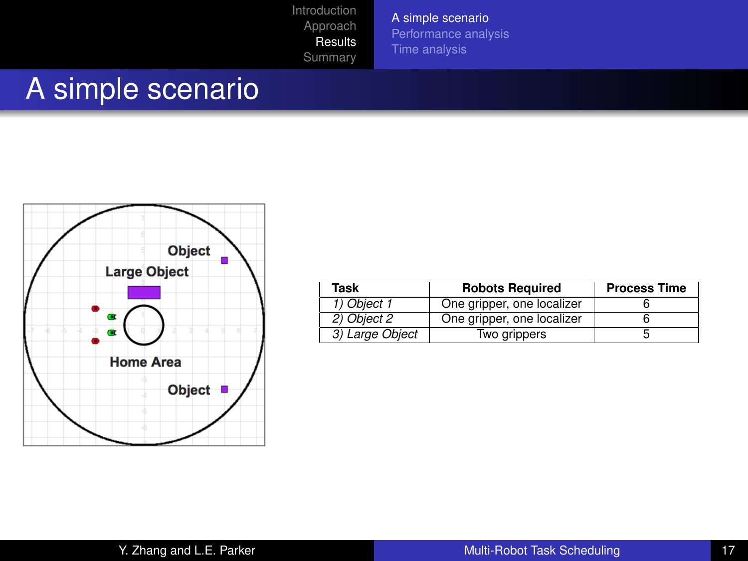# A simple scenario

Object

Large Object

Home Area

Object

| Task | Robots Required | Process Time |
|---|---|---|
| *1) Object 1* | One gripper, one localizer | 6 |
| *2) Object 2* | One gripper, one localizer | 6 |
| *3) Large Object* | Two grippers | 5 |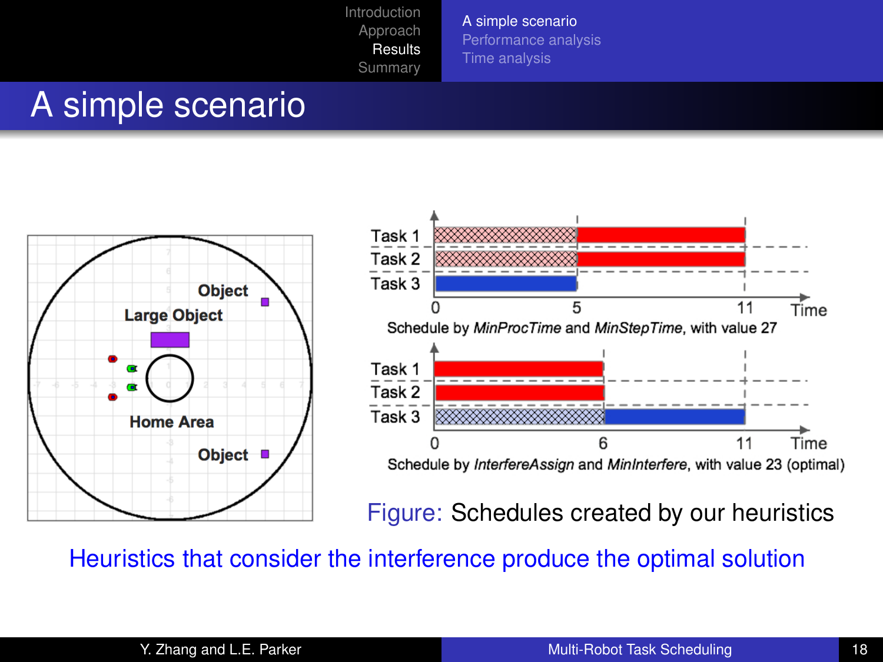# A simple scenario

Object

Large Object

Home Area

Object

Task 1

Task 2

Task 3

0 5 11 Time

Schedule by *MinProcTime* and *MinStepTime*, with value 27

Task 1

Task 2

Task 3

0 6 11 Time

Schedule by *InterfereAssign* and *MinInterfere*, with value 23 (optimal)

Figure: Schedules created by our heuristics

Heuristics that consider the interference produce the optimal solution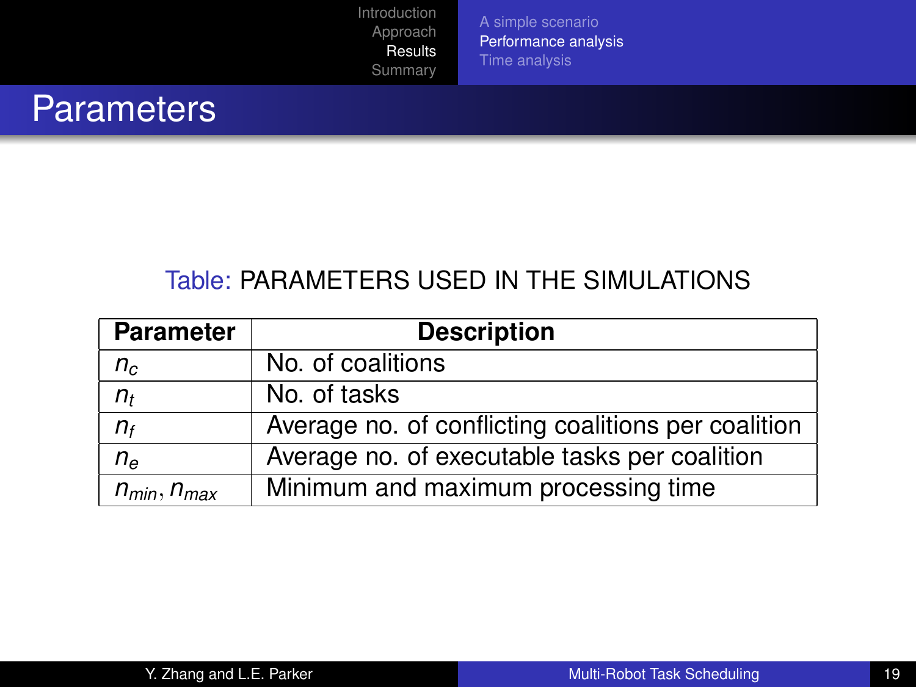# Parameters

Table: PARAMETERS USED IN THE SIMULATIONS

| Parameter | Description |
|---|---|
| $n_c$ | No. of coalitions |
| $n_t$ | No. of tasks |
| $n_f$ | Average no. of conflicting coalitions per coalition |
| $n_e$ | Average no. of executable tasks per coalition |
| $n_{min}, n_{max}$ | Minimum and maximum processing time |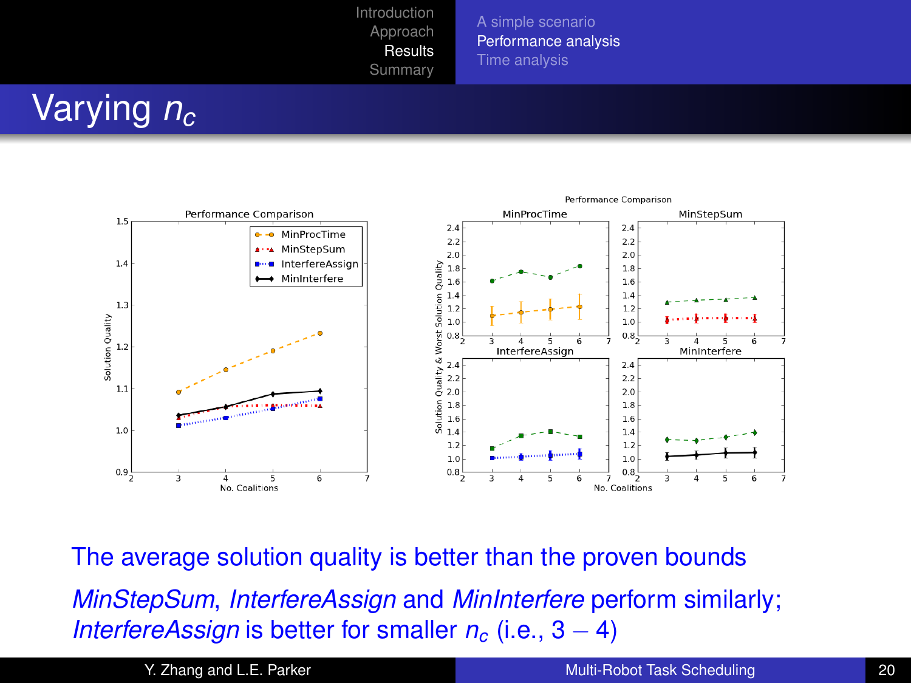# Varying $n_c$

Performance Comparison

1.5
1.4
1.3
1.2
1.1
1.0
0.9

Solution Quality

2
3
4
5
6
7

No. Coalitions

MinProcTime
MinStepSum
InterfereAssign
MinInterfere

Performance Comparison

MinProcTime

MinStepSum

InterfereAssign

MinInterfere

Solution Quality & Worst Solution Quality

2.4
2.2
2.0
1.8
1.6
1.4
1.2
1.0
0.8

2
3
4
5
6
7

No. Coalitions

The average solution quality is better than the proven bounds

*MinStepSum*, *InterfereAssign* and *MinInterfere* perform similarly; *InterfereAssign* is better for smaller $n_c$ (i.e., $3 - 4$)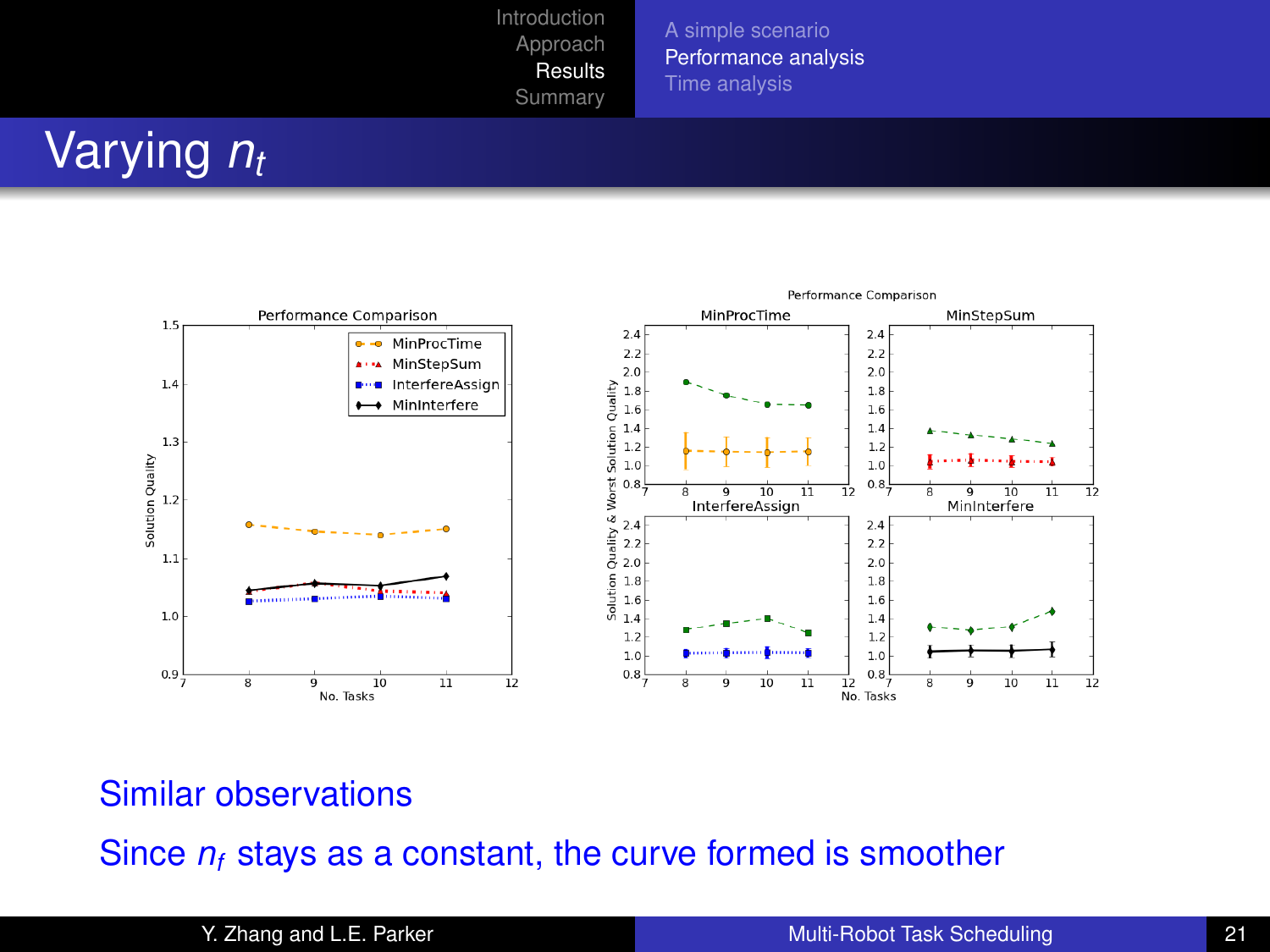# Varying $n_t$

Performance Comparison

Solution Quality

1.5
1.4
1.3
1.2
1.1
1.0
0.9

7 8 9 10 11 12

No. Tasks

MinProcTime
MinStepSum
InterfereAssign
MinInterfere

Performance Comparison

Solution Quality & Worst Solution Quality

MinProcTime

MinStepSum

InterfereAssign

MinInterfere

2.4
2.2
2.0
1.8
1.6
1.4
1.2
1.0
0.8

7 8 9 10 11 12

No. Tasks

Similar observations

Since $n_f$ stays as a constant, the curve formed is smoother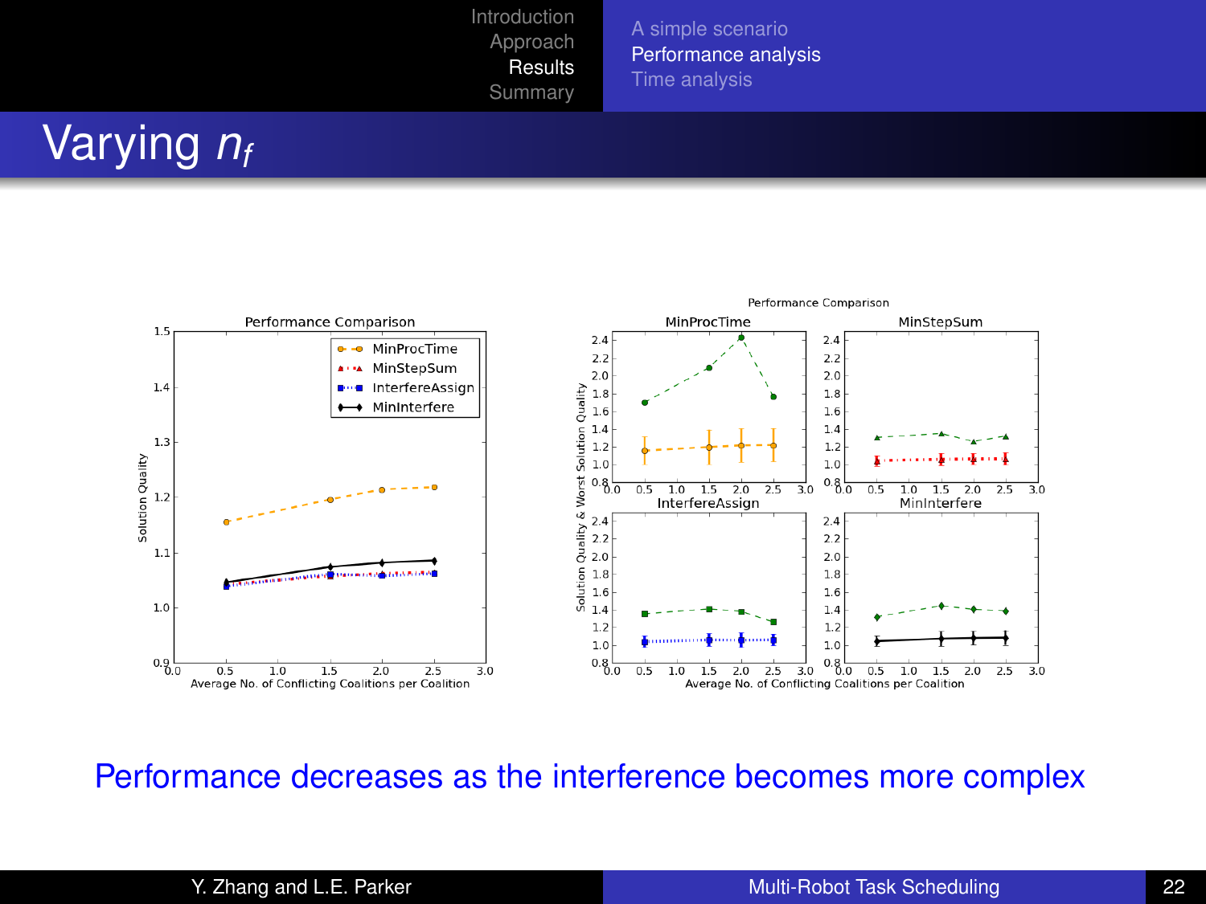# Varying $n_f$

Performance Comparison

MinProcTime
MinStepSum
InterfereAssign
MinInterfere

Solution Quality

1.5
1.4
1.3
1.2
1.1
1.0
0.9

0.0 0.5 1.0 1.5 2.0 2.5 3.0

Average No. of Conflicting Coalitions per Coalition

Performance Comparison

MinProcTime

MinStepSum

InterfereAssign

MinInterfere

Solution Quality & Worst Solution Quality

2.4
2.2
2.0
1.8
1.6
1.4
1.2
1.0
0.8

0.0 0.5 1.0 1.5 2.0 2.5 3.0

Average No. of Conflicting Coalitions per Coalition

Performance decreases as the interference becomes more complex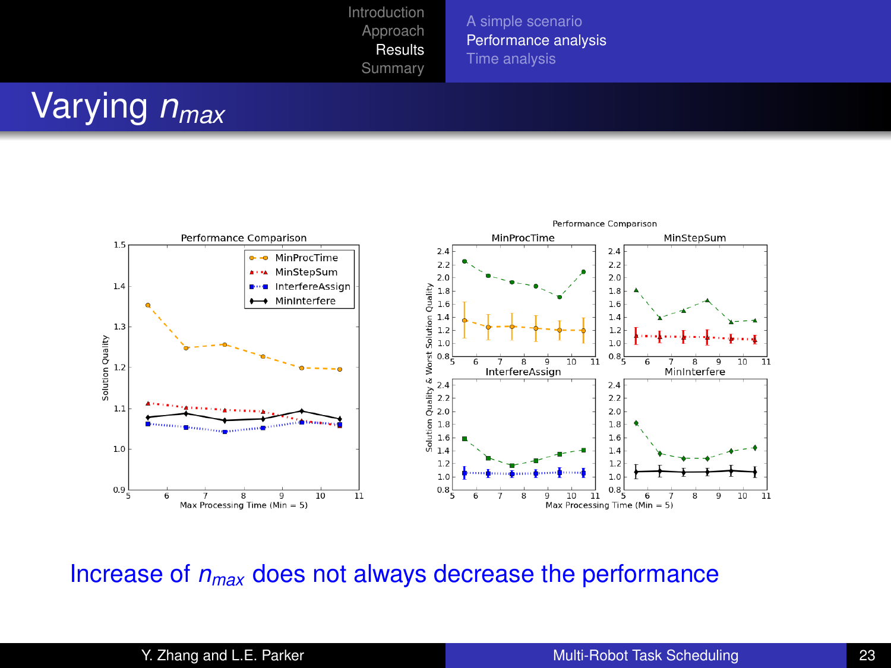# Varying $n_{max}$

Increase of $n_{max}$ does not always decrease the performance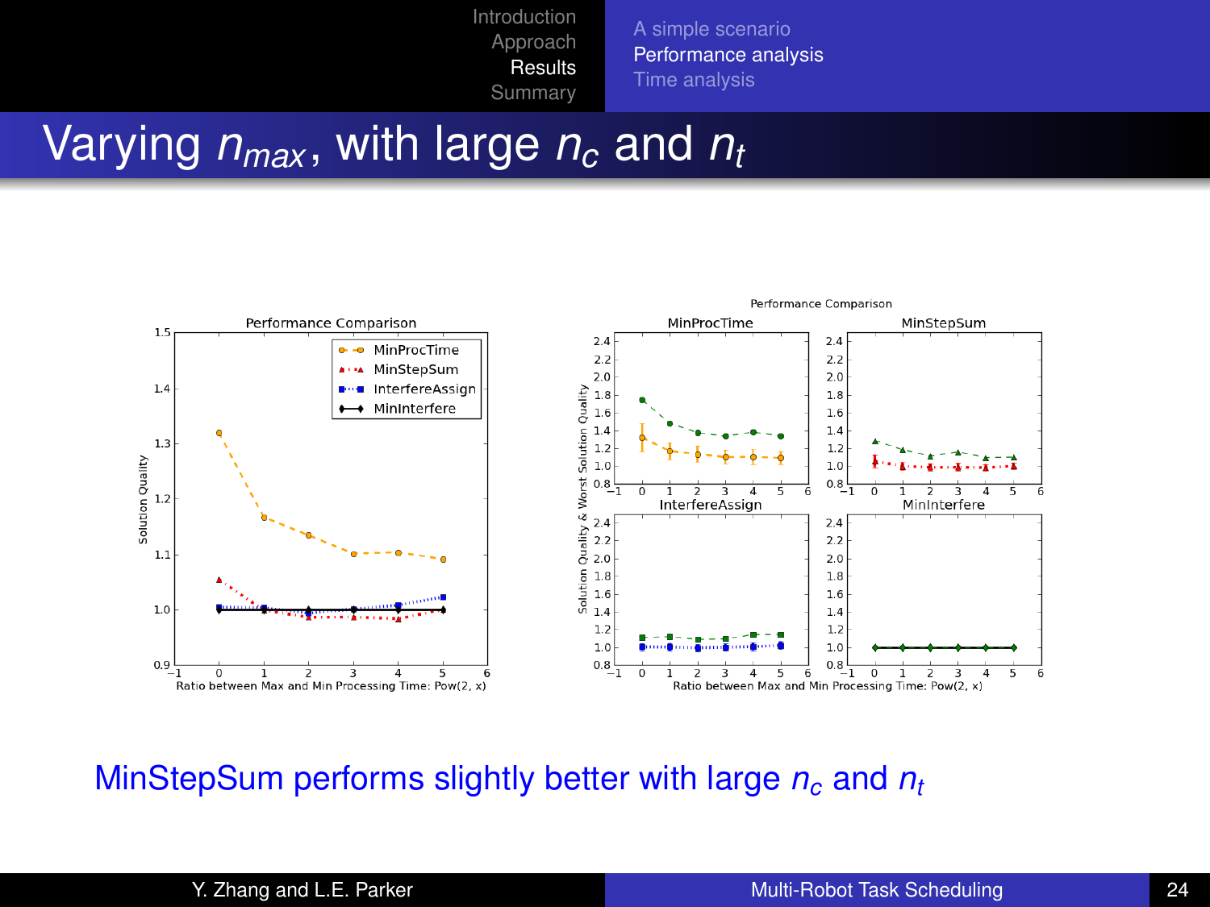# Varying $n_{max}$, with large $n_c$ and $n_t$

MinStepSum performs slightly better with large $n_c$ and $n_t$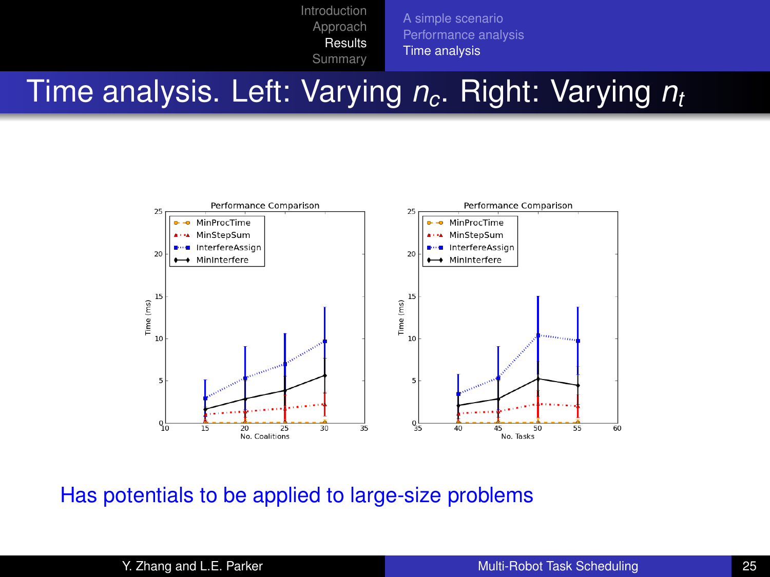# Time analysis. Left: Varying $n_c$. Right: Varying $n_t$

Performance Comparison

MinProcTime
MinStepSum
InterfereAssign
MinInterfere

Time (ms)

0
5
10
15
20
25

10
15
20
25
30
35

No. Coalitions

Performance Comparison

MinProcTime
MinStepSum
InterfereAssign
MinInterfere

Time (ms)

0
5
10
15
20
25

35
40
45
50
55
60

No. Tasks

Has potentials to be applied to large-size problems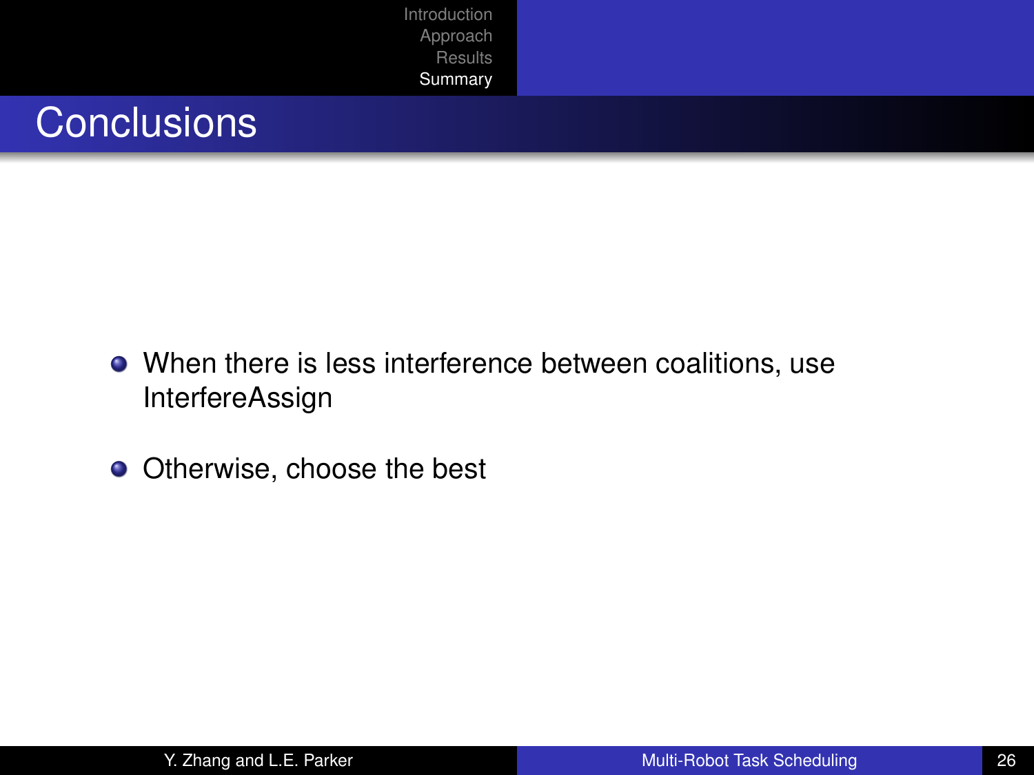# Conclusions

- When there is less interference between coalitions, use InterfereAssign
- Otherwise, choose the best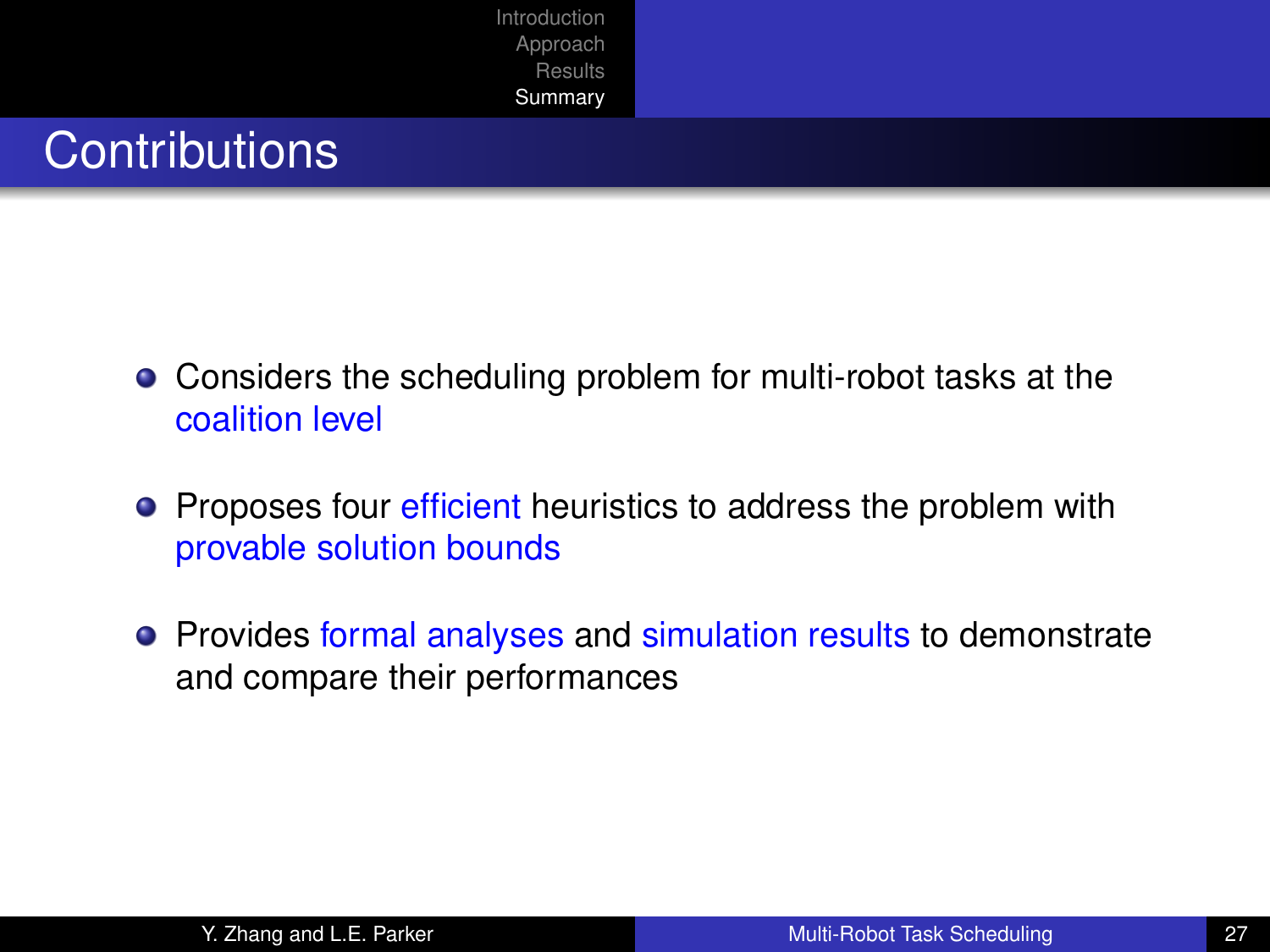# Contributions

- Considers the scheduling problem for multi-robot tasks at the coalition level
- Proposes four efficient heuristics to address the problem with provable solution bounds
- Provides formal analyses and simulation results to demonstrate and compare their performances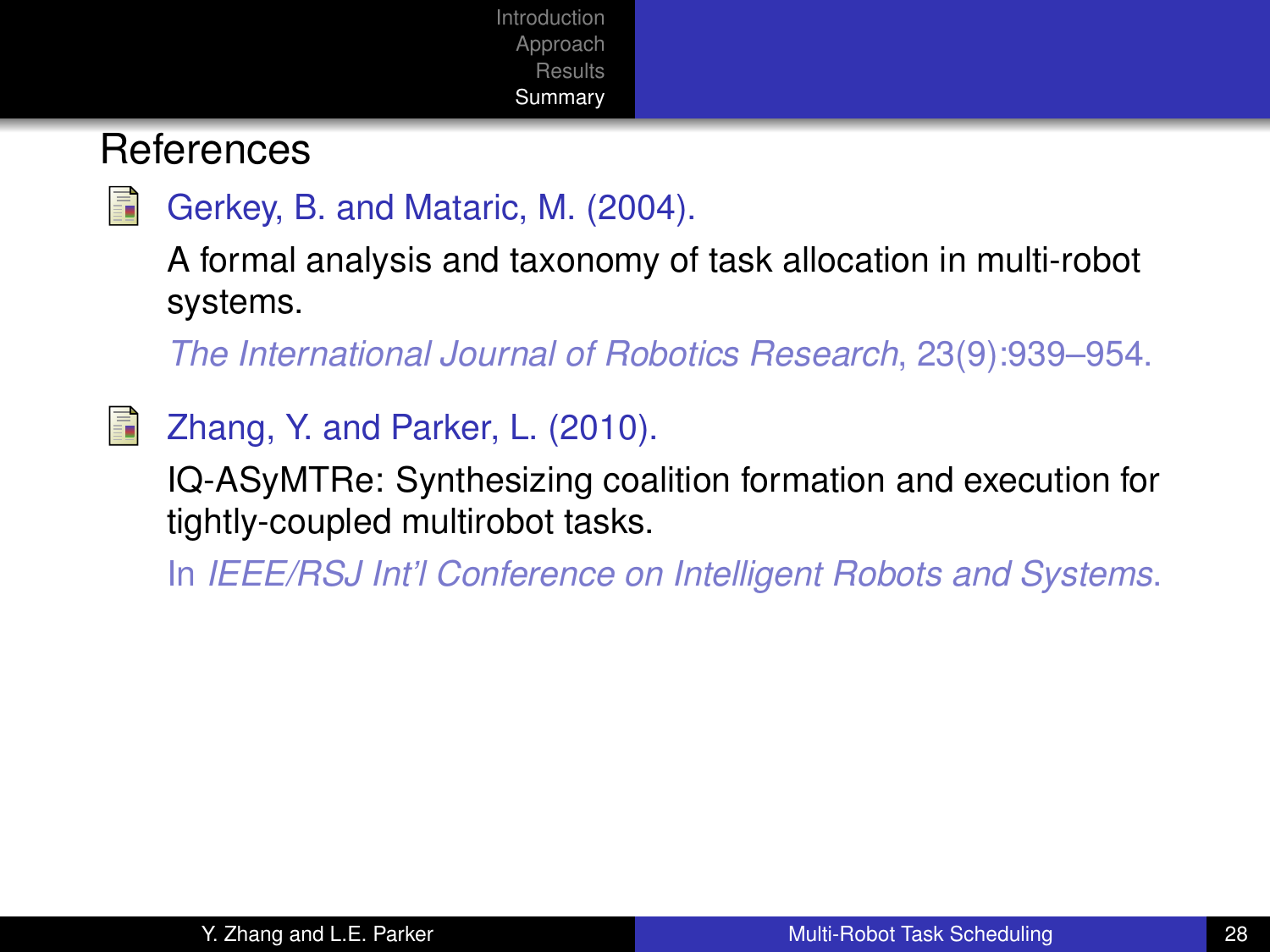# References

- Gerkey, B. and Mataric, M. (2004).

  A formal analysis and taxonomy of task allocation in multi-robot systems.

  *The International Journal of Robotics Research*, 23(9):939–954.

- Zhang, Y. and Parker, L. (2010).

  IQ-ASyMTRe: Synthesizing coalition formation and execution for tightly-coupled multirobot tasks.

  In *IEEE/RSJ Int'l Conference on Intelligent Robots and Systems*.